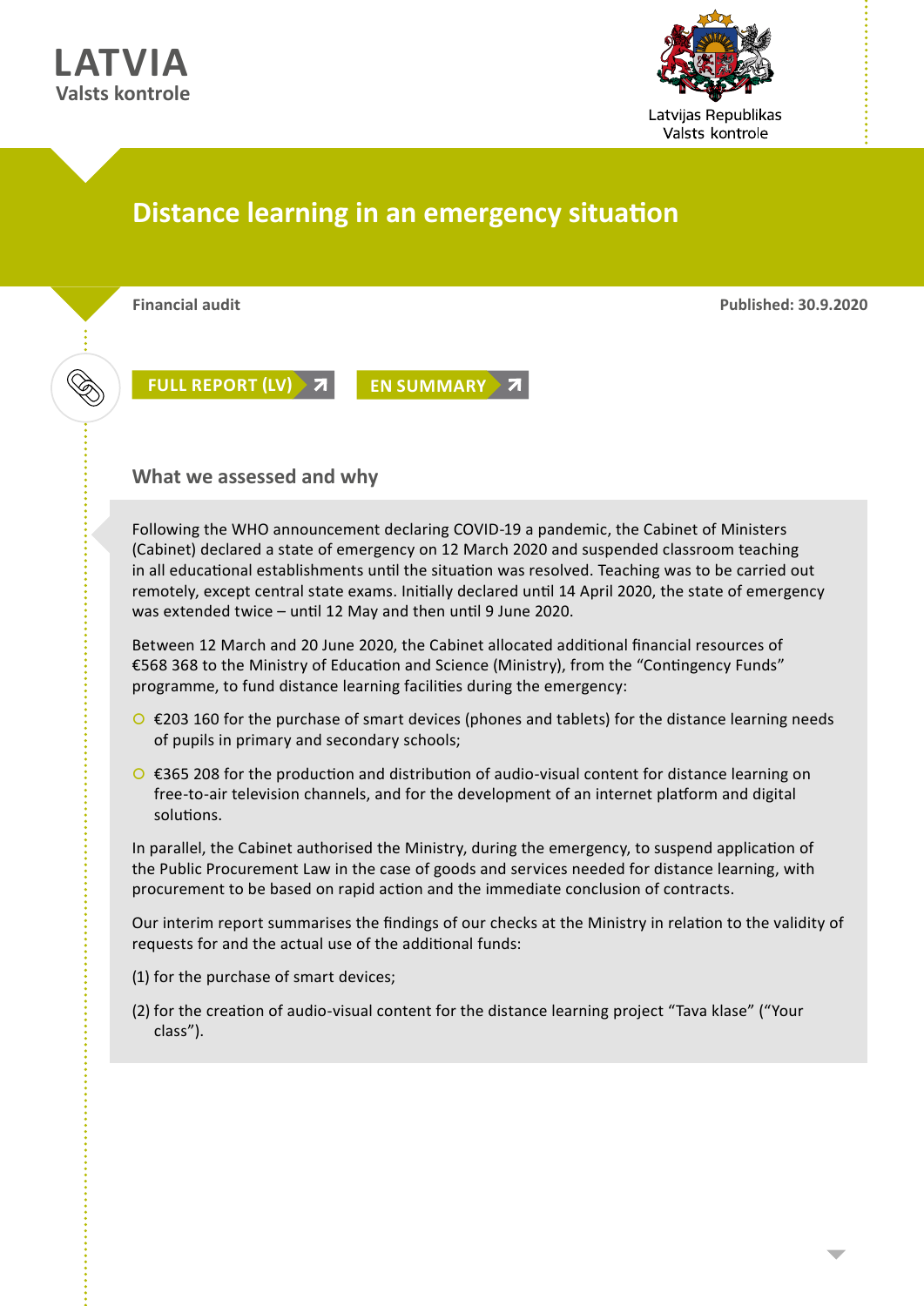**LATVIA**
**Valsts kontrole**

Latvijas Republikas
Valsts kontrole

# Distance learning in an emergency situation

**Financial audit**

**Published: 30.9.2020**

FULL REPORT (LV) ↗ EN SUMMARY ↗

## What we assessed and why

Following the WHO announcement declaring COVID-19 a pandemic, the Cabinet of Ministers (Cabinet) declared a state of emergency on 12 March 2020 and suspended classroom teaching in all educational establishments until the situation was resolved. Teaching was to be carried out remotely, except central state exams. Initially declared until 14 April 2020, the state of emergency was extended twice – until 12 May and then until 9 June 2020.

Between 12 March and 20 June 2020, the Cabinet allocated additional financial resources of €568 368 to the Ministry of Education and Science (Ministry), from the "Contingency Funds" programme, to fund distance learning facilities during the emergency:

- €203 160 for the purchase of smart devices (phones and tablets) for the distance learning needs of pupils in primary and secondary schools;
- €365 208 for the production and distribution of audio-visual content for distance learning on free-to-air television channels, and for the development of an internet platform and digital solutions.

In parallel, the Cabinet authorised the Ministry, during the emergency, to suspend application of the Public Procurement Law in the case of goods and services needed for distance learning, with procurement to be based on rapid action and the immediate conclusion of contracts.

Our interim report summarises the findings of our checks at the Ministry in relation to the validity of requests for and the actual use of the additional funds:

(1) for the purchase of smart devices;

(2) for the creation of audio-visual content for the distance learning project "Tava klase" ("Your class").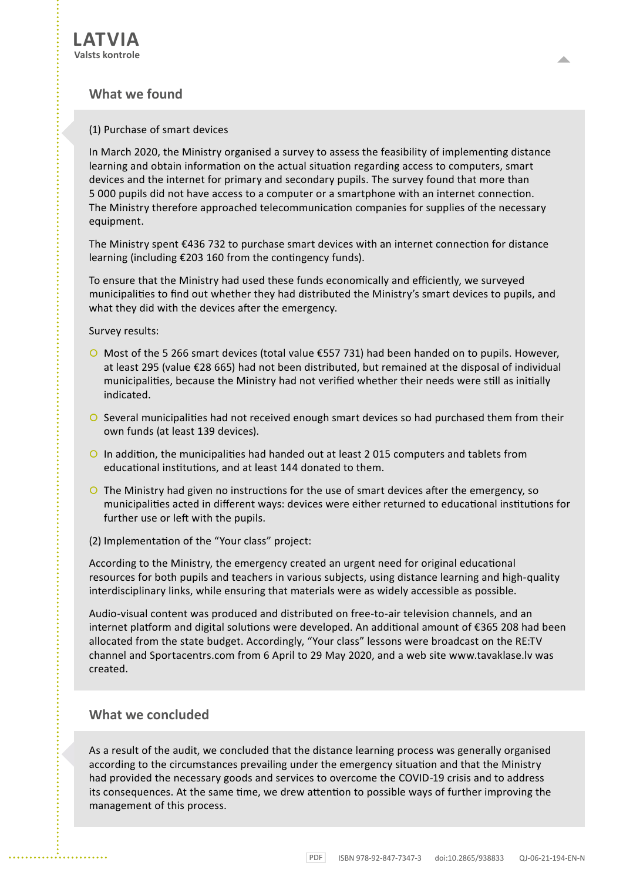**LATVIA**
**Valsts kontrole**

## What we found

(1) Purchase of smart devices

In March 2020, the Ministry organised a survey to assess the feasibility of implementing distance learning and obtain information on the actual situation regarding access to computers, smart devices and the internet for primary and secondary pupils. The survey found that more than 5 000 pupils did not have access to a computer or a smartphone with an internet connection. The Ministry therefore approached telecommunication companies for supplies of the necessary equipment.

The Ministry spent €436 732 to purchase smart devices with an internet connection for distance learning (including €203 160 from the contingency funds).

To ensure that the Ministry had used these funds economically and efficiently, we surveyed municipalities to find out whether they had distributed the Ministry's smart devices to pupils, and what they did with the devices after the emergency.

Survey results:

- Most of the 5 266 smart devices (total value €557 731) had been handed on to pupils. However, at least 295 (value €28 665) had not been distributed, but remained at the disposal of individual municipalities, because the Ministry had not verified whether their needs were still as initially indicated.
- Several municipalities had not received enough smart devices so had purchased them from their own funds (at least 139 devices).
- In addition, the municipalities had handed out at least 2 015 computers and tablets from educational institutions, and at least 144 donated to them.
- The Ministry had given no instructions for the use of smart devices after the emergency, so municipalities acted in different ways: devices were either returned to educational institutions for further use or left with the pupils.

(2) Implementation of the "Your class" project:

According to the Ministry, the emergency created an urgent need for original educational resources for both pupils and teachers in various subjects, using distance learning and high-quality interdisciplinary links, while ensuring that materials were as widely accessible as possible.

Audio-visual content was produced and distributed on free-to-air television channels, and an internet platform and digital solutions were developed. An additional amount of €365 208 had been allocated from the state budget. Accordingly, "Your class" lessons were broadcast on the RE:TV channel and Sportacentrs.com from 6 April to 29 May 2020, and a web site www.tavaklase.lv was created.

## What we concluded

As a result of the audit, we concluded that the distance learning process was generally organised according to the circumstances prevailing under the emergency situation and that the Ministry had provided the necessary goods and services to overcome the COVID-19 crisis and to address its consequences. At the same time, we drew attention to possible ways of further improving the management of this process.

PDF ISBN 978-92-847-7347-3 doi:10.2865/938833 QJ-06-21-194-EN-N